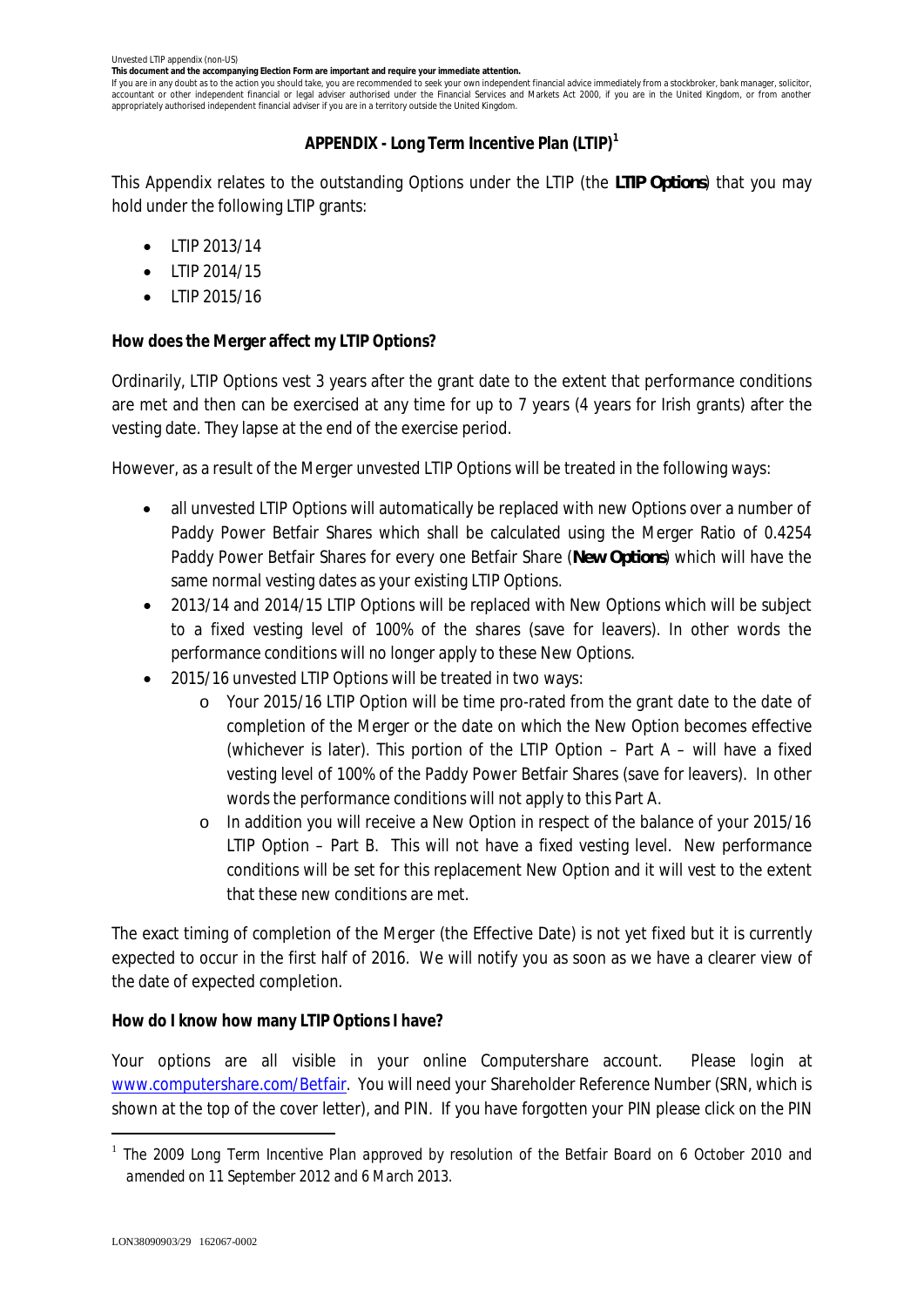Unvested LTIP appendix (non-US)

**This document and the accompanying Election Form are important and require your immediate attention.**

If you are in any doubt as to the action you should take, you are recommended to seek your own independent financial advice immediately from a stockbroker, bank manager, solicitor, accountant or other independent financial or legal adviser authorised under the Financial Services and Markets Act 2000, if you are in the United Kingdom, or from another appropriately authorised independent financial adviser if you are in a territory outside the United Kingdom.

## APPENDIX - Long Term Incentive Plan (LTIP)[1]

This Appendix relates to the outstanding Options under the LTIP (the ***LTIP Options***) that you may hold under the following LTIP grants:

- LTIP 2013/14
- LTIP 2014/15
- LTIP 2015/16

**How does the Merger affect my LTIP Options?**

Ordinarily, LTIP Options vest 3 years after the grant date to the extent that performance conditions are met and then can be exercised at any time for up to 7 years (4 years for Irish grants) after the vesting date. They lapse at the end of the exercise period.

However, as a result of the Merger unvested LTIP Options will be treated in the following ways:

- all unvested LTIP Options will automatically be replaced with new Options over a number of Paddy Power Betfair Shares which shall be calculated using the Merger Ratio of 0.4254 Paddy Power Betfair Shares for every one Betfair Share (***New Options***) which will have the same normal vesting dates as your existing LTIP Options.
- 2013/14 and 2014/15 LTIP Options will be replaced with New Options which will be subject to a fixed vesting level of 100% of the shares (save for leavers). In other words the performance conditions will no longer apply to these New Options.
- 2015/16 unvested LTIP Options will be treated in two ways:
  - Your 2015/16 LTIP Option will be time pro-rated from the grant date to the date of completion of the Merger or the date on which the New Option becomes effective (whichever is later). This portion of the LTIP Option – Part A – will have a fixed vesting level of 100% of the Paddy Power Betfair Shares (save for leavers). In other words the performance conditions will not apply to this Part A.
  - In addition you will receive a New Option in respect of the balance of your 2015/16 LTIP Option – Part B. This will not have a fixed vesting level. New performance conditions will be set for this replacement New Option and it will vest to the extent that these new conditions are met.

The exact timing of completion of the Merger (the Effective Date) is not yet fixed but it is currently expected to occur in the first half of 2016. We will notify you as soon as we have a clearer view of the date of expected completion.

**How do I know how many LTIP Options I have?**

Your options are all visible in your online Computershare account. Please login at www.computershare.com/Betfair. You will need your Shareholder Reference Number (SRN, which is shown at the top of the cover letter), and PIN. If you have forgotten your PIN please click on the PIN

---

[1] *The 2009 Long Term Incentive Plan approved by resolution of the Betfair Board on 6 October 2010 and amended on 11 September 2012 and 6 March 2013.*

LON38090903/29 162067-0002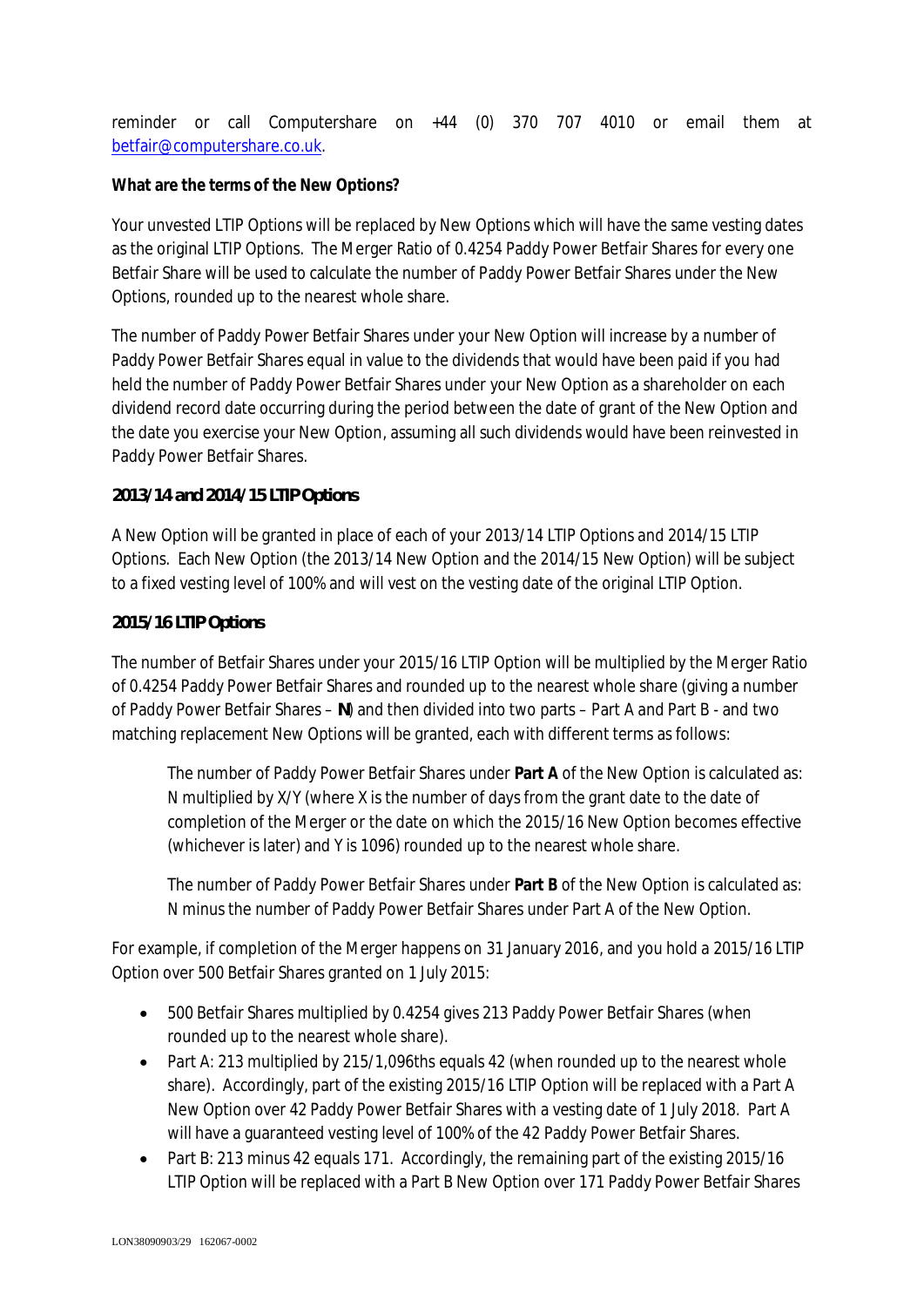reminder or call Computershare on +44 (0) 370 707 4010 or email them at betfair@computershare.co.uk.

**What are the terms of the New Options?**

Your unvested LTIP Options will be replaced by New Options which will have the same vesting dates as the original LTIP Options. The Merger Ratio of 0.4254 Paddy Power Betfair Shares for every one Betfair Share will be used to calculate the number of Paddy Power Betfair Shares under the New Options, rounded up to the nearest whole share.

The number of Paddy Power Betfair Shares under your New Option will increase by a number of Paddy Power Betfair Shares equal in value to the dividends that would have been paid if you had held the number of Paddy Power Betfair Shares under your New Option as a shareholder on each dividend record date occurring during the period between the date of grant of the New Option and the date you exercise your New Option, assuming all such dividends would have been reinvested in Paddy Power Betfair Shares.

**2013/14 and 2014/15 LTIP Options**

A New Option will be granted in place of each of your 2013/14 LTIP Options and 2014/15 LTIP Options. Each New Option (the 2013/14 New Option and the 2014/15 New Option) will be subject to a fixed vesting level of 100% and will vest on the vesting date of the original LTIP Option.

**2015/16 LTIP Options**

The number of Betfair Shares under your 2015/16 LTIP Option will be multiplied by the Merger Ratio of 0.4254 Paddy Power Betfair Shares and rounded up to the nearest whole share (giving a number of Paddy Power Betfair Shares – **N**) and then divided into two parts – Part A and Part B - and two matching replacement New Options will be granted, each with different terms as follows:

> The number of Paddy Power Betfair Shares under **Part A** of the New Option is calculated as: N multiplied by X/Y (where X is the number of days from the grant date to the date of completion of the Merger or the date on which the 2015/16 New Option becomes effective (whichever is later) and Y is 1096) rounded up to the nearest whole share.
>
> The number of Paddy Power Betfair Shares under **Part B** of the New Option is calculated as: N minus the number of Paddy Power Betfair Shares under Part A of the New Option.

For example, if completion of the Merger happens on 31 January 2016, and you hold a 2015/16 LTIP Option over 500 Betfair Shares granted on 1 July 2015:

- 500 Betfair Shares multiplied by 0.4254 gives 213 Paddy Power Betfair Shares (when rounded up to the nearest whole share).
- Part A: 213 multiplied by 215/1,096ths equals 42 (when rounded up to the nearest whole share). Accordingly, part of the existing 2015/16 LTIP Option will be replaced with a Part A New Option over 42 Paddy Power Betfair Shares with a vesting date of 1 July 2018. Part A will have a guaranteed vesting level of 100% of the 42 Paddy Power Betfair Shares.
- Part B: 213 minus 42 equals 171. Accordingly, the remaining part of the existing 2015/16 LTIP Option will be replaced with a Part B New Option over 171 Paddy Power Betfair Shares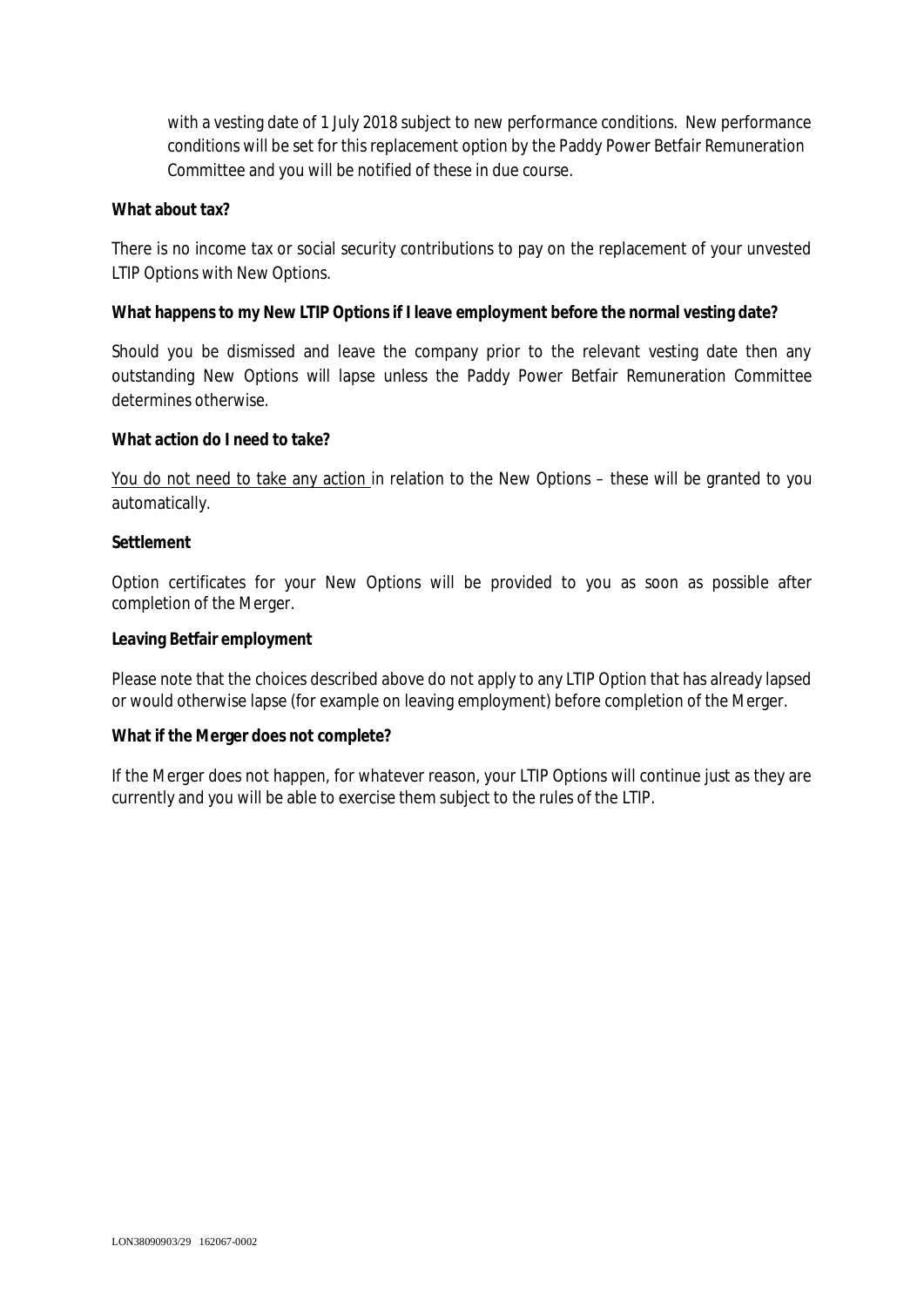with a vesting date of 1 July 2018 subject to new performance conditions. New performance conditions will be set for this replacement option by the Paddy Power Betfair Remuneration Committee and you will be notified of these in due course.

**What about tax?**

There is no income tax or social security contributions to pay on the replacement of your unvested LTIP Options with New Options.

**What happens to my New LTIP Options if I leave employment before the normal vesting date?**

Should you be dismissed and leave the company prior to the relevant vesting date then any outstanding New Options will lapse unless the Paddy Power Betfair Remuneration Committee determines otherwise.

**What action do I need to take?**

You do not need to take any action in relation to the New Options – these will be granted to you automatically.

**Settlement**

Option certificates for your New Options will be provided to you as soon as possible after completion of the Merger.

**Leaving Betfair employment**

Please note that the choices described above do not apply to any LTIP Option that has already lapsed or would otherwise lapse (for example on leaving employment) before completion of the Merger.

**What if the Merger does not complete?**

If the Merger does not happen, for whatever reason, your LTIP Options will continue just as they are currently and you will be able to exercise them subject to the rules of the LTIP.

LON38090903/29 162067-0002